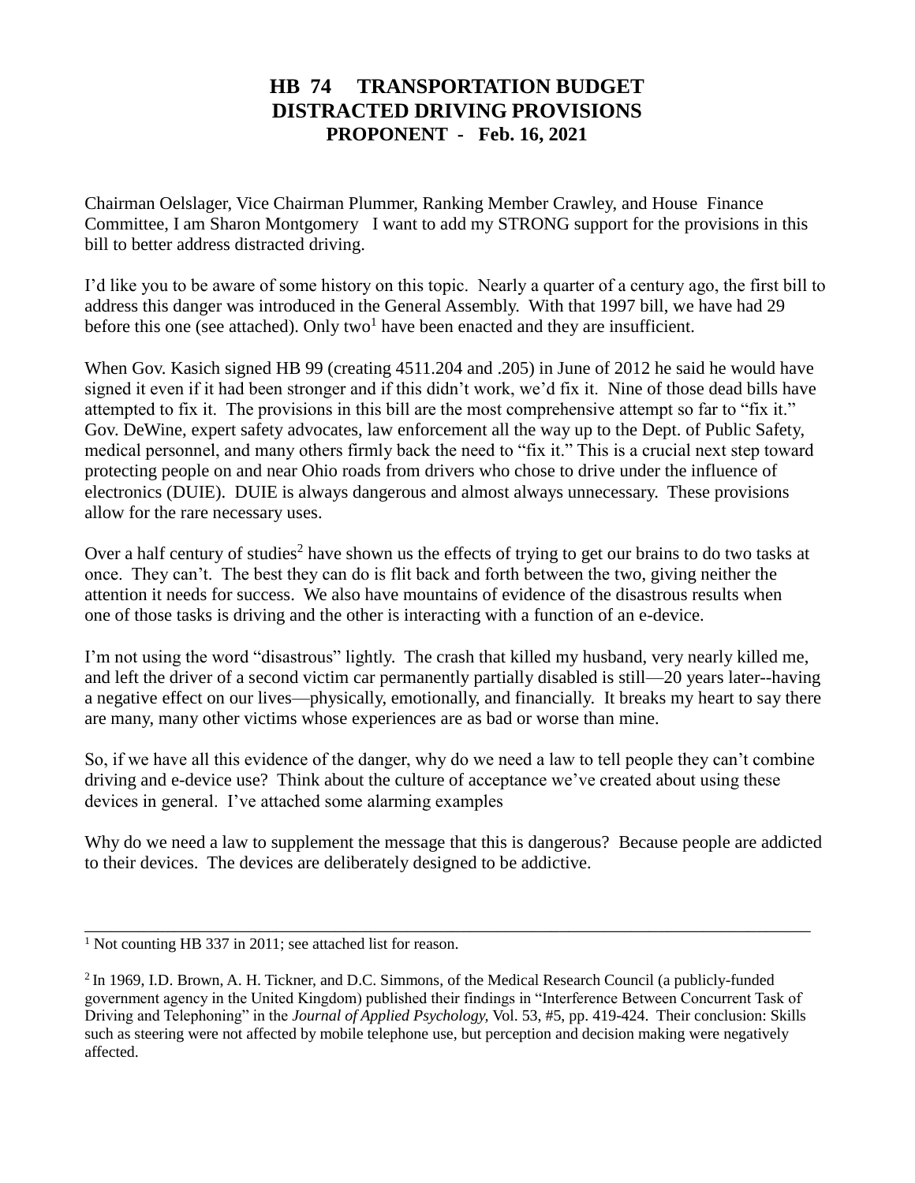# HB 74 TRANSPORTATION BUDGET
# DISTRACTED DRIVING PROVISIONS
## PROPONENT - Feb. 16, 2021

Chairman Oelslager, Vice Chairman Plummer, Ranking Member Crawley, and House Finance Committee, I am Sharon Montgomery I want to add my STRONG support for the provisions in this bill to better address distracted driving.

I'd like you to be aware of some history on this topic. Nearly a quarter of a century ago, the first bill to address this danger was introduced in the General Assembly. With that 1997 bill, we have had 29 before this one (see attached). Only two[1] have been enacted and they are insufficient.

When Gov. Kasich signed HB 99 (creating 4511.204 and .205) in June of 2012 he said he would have signed it even if it had been stronger and if this didn't work, we'd fix it. Nine of those dead bills have attempted to fix it. The provisions in this bill are the most comprehensive attempt so far to "fix it." Gov. DeWine, expert safety advocates, law enforcement all the way up to the Dept. of Public Safety, medical personnel, and many others firmly back the need to "fix it." This is a crucial next step toward protecting people on and near Ohio roads from drivers who chose to drive under the influence of electronics (DUIE). DUIE is always dangerous and almost always unnecessary. These provisions allow for the rare necessary uses.

Over a half century of studies[2] have shown us the effects of trying to get our brains to do two tasks at once. They can't. The best they can do is flit back and forth between the two, giving neither the attention it needs for success. We also have mountains of evidence of the disastrous results when one of those tasks is driving and the other is interacting with a function of an e-device.

I'm not using the word "disastrous" lightly. The crash that killed my husband, very nearly killed me, and left the driver of a second victim car permanently partially disabled is still—20 years later--having a negative effect on our lives—physically, emotionally, and financially. It breaks my heart to say there are many, many other victims whose experiences are as bad or worse than mine.

So, if we have all this evidence of the danger, why do we need a law to tell people they can't combine driving and e-device use? Think about the culture of acceptance we've created about using these devices in general. I've attached some alarming examples

Why do we need a law to supplement the message that this is dangerous? Because people are addicted to their devices. The devices are deliberately designed to be addictive.

---

[1] Not counting HB 337 in 2011; see attached list for reason.

[2] In 1969, I.D. Brown, A. H. Tickner, and D.C. Simmons, of the Medical Research Council (a publicly-funded government agency in the United Kingdom) published their findings in "Interference Between Concurrent Task of Driving and Telephoning" in the *Journal of Applied Psychology,* Vol. 53, #5, pp. 419-424. Their conclusion: Skills such as steering were not affected by mobile telephone use, but perception and decision making were negatively affected.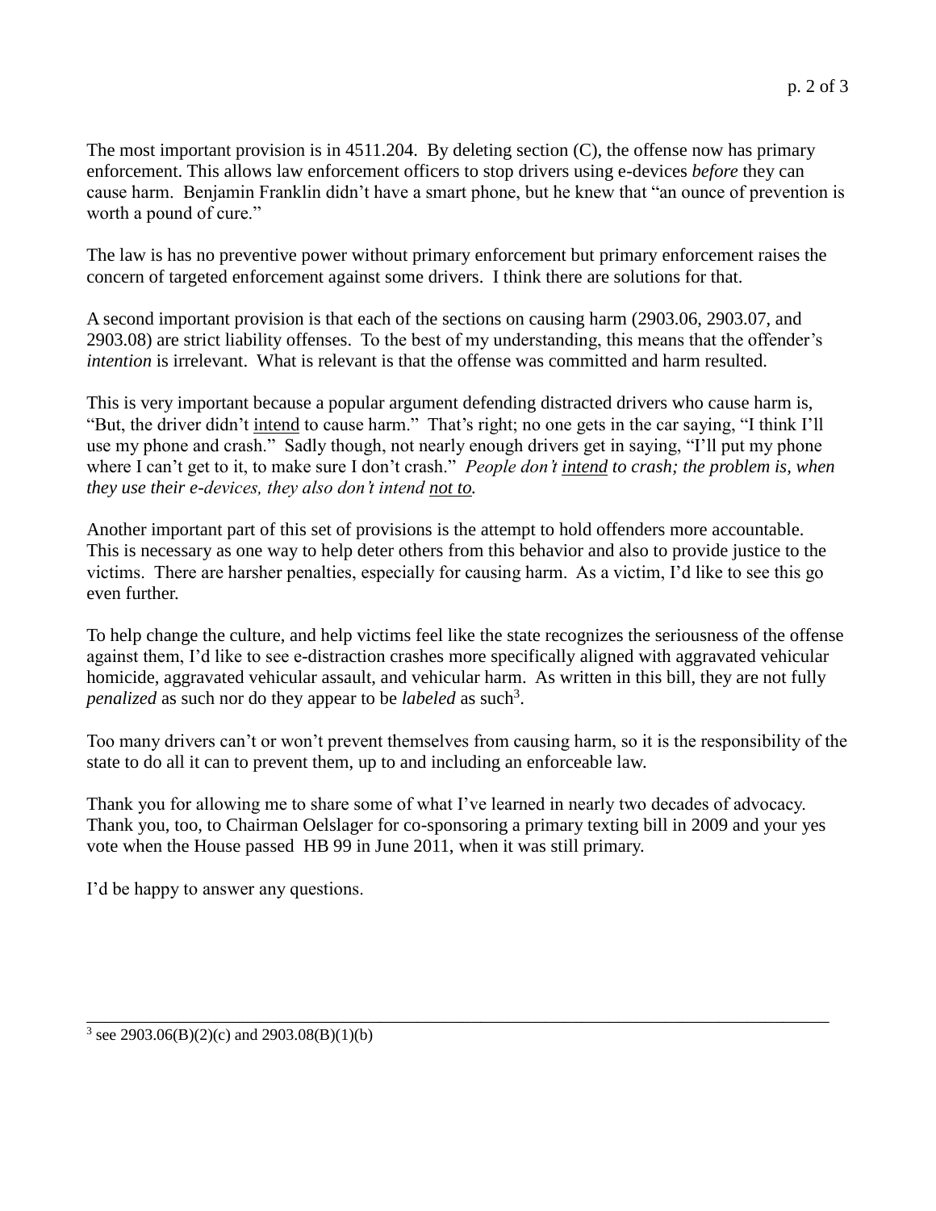The most important provision is in 4511.204. By deleting section (C), the offense now has primary enforcement. This allows law enforcement officers to stop drivers using e-devices *before* they can cause harm. Benjamin Franklin didn't have a smart phone, but he knew that "an ounce of prevention is worth a pound of cure."

The law is has no preventive power without primary enforcement but primary enforcement raises the concern of targeted enforcement against some drivers. I think there are solutions for that.

A second important provision is that each of the sections on causing harm (2903.06, 2903.07, and 2903.08) are strict liability offenses. To the best of my understanding, this means that the offender's *intention* is irrelevant. What is relevant is that the offense was committed and harm resulted.

This is very important because a popular argument defending distracted drivers who cause harm is, "But, the driver didn't <u>intend</u> to cause harm." That's right; no one gets in the car saying, "I think I'll use my phone and crash." Sadly though, not nearly enough drivers get in saying, "I'll put my phone where I can't get to it, to make sure I don't crash." *People don't <u>intend</u> to crash; the problem is, when they use their e-devices, they also don't intend <u>not to</u>.*

Another important part of this set of provisions is the attempt to hold offenders more accountable. This is necessary as one way to help deter others from this behavior and also to provide justice to the victims. There are harsher penalties, especially for causing harm. As a victim, I'd like to see this go even further.

To help change the culture, and help victims feel like the state recognizes the seriousness of the offense against them, I'd like to see e-distraction crashes more specifically aligned with aggravated vehicular homicide, aggravated vehicular assault, and vehicular harm. As written in this bill, they are not fully *penalized* as such nor do they appear to be *labeled* as such[3].

Too many drivers can't or won't prevent themselves from causing harm, so it is the responsibility of the state to do all it can to prevent them, up to and including an enforceable law.

Thank you for allowing me to share some of what I've learned in nearly two decades of advocacy. Thank you, too, to Chairman Oelslager for co-sponsoring a primary texting bill in 2009 and your yes vote when the House passed HB 99 in June 2011, when it was still primary.

I'd be happy to answer any questions.

---

[3] see 2903.06(B)(2)(c) and 2903.08(B)(1)(b)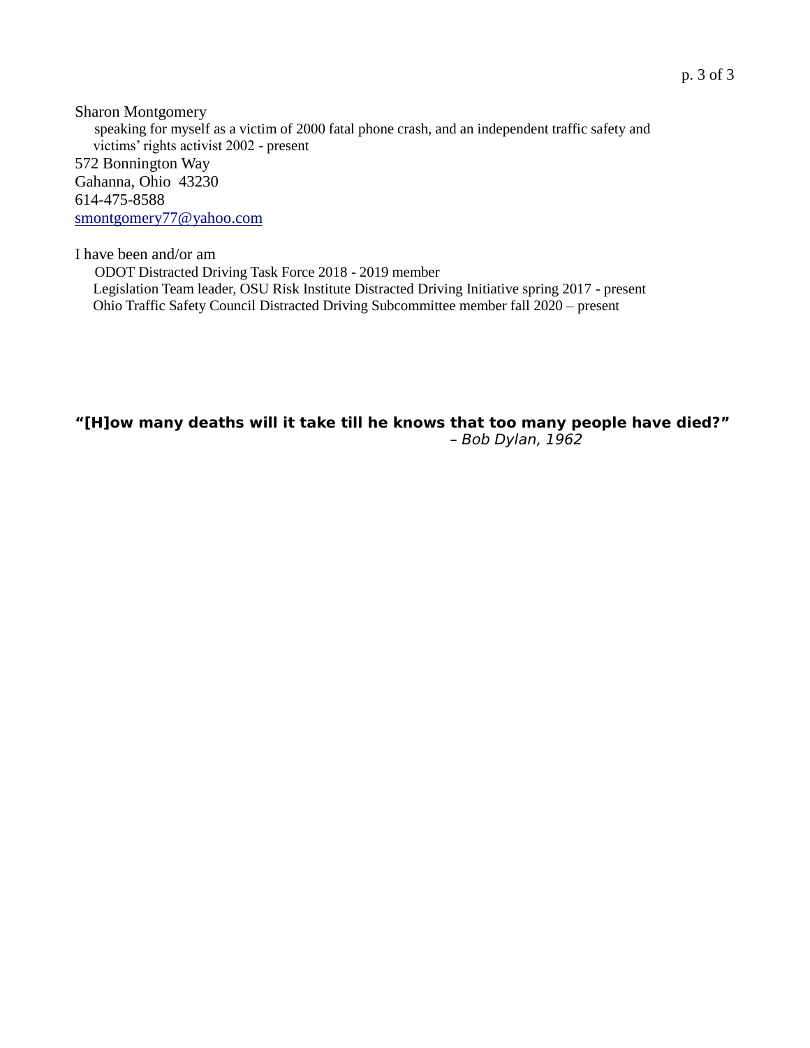Sharon Montgomery
speaking for myself as a victim of 2000 fatal phone crash, and an independent traffic safety and victims' rights activist 2002 - present
572 Bonnington Way
Gahanna, Ohio 43230
614-475-8588
smontgomery77@yahoo.com

I have been and/or am

- ODOT Distracted Driving Task Force 2018 - 2019 member
- Legislation Team leader, OSU Risk Institute Distracted Driving Initiative spring 2017 - present
- Ohio Traffic Safety Council Distracted Driving Subcommittee member fall 2020 – present

**"[H]ow many deaths will it take till he knows that too many people have died?"**
*– Bob Dylan, 1962*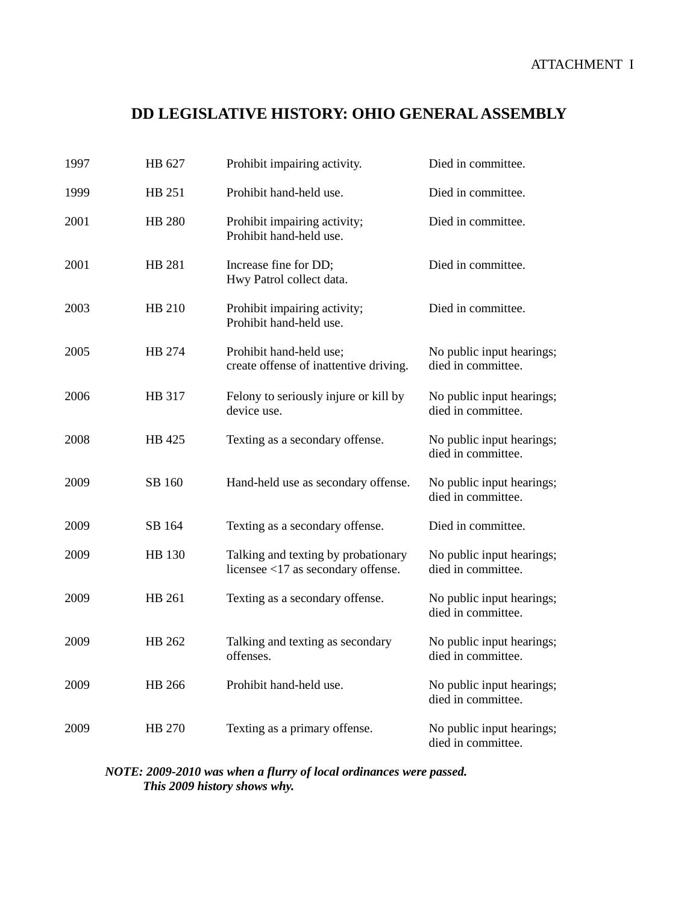ATTACHMENT I

# DD LEGISLATIVE HISTORY: OHIO GENERAL ASSEMBLY

| | | | |
|---|---|---|---|
| 1997 | HB 627 | Prohibit impairing activity. | Died in committee. |
| 1999 | HB 251 | Prohibit hand-held use. | Died in committee. |
| 2001 | HB 280 | Prohibit impairing activity; Prohibit hand-held use. | Died in committee. |
| 2001 | HB 281 | Increase fine for DD; Hwy Patrol collect data. | Died in committee. |
| 2003 | HB 210 | Prohibit impairing activity; Prohibit hand-held use. | Died in committee. |
| 2005 | HB 274 | Prohibit hand-held use; create offense of inattentive driving. | No public input hearings; died in committee. |
| 2006 | HB 317 | Felony to seriously injure or kill by device use. | No public input hearings; died in committee. |
| 2008 | HB 425 | Texting as a secondary offense. | No public input hearings; died in committee. |
| 2009 | SB 160 | Hand-held use as secondary offense. | No public input hearings; died in committee. |
| 2009 | SB 164 | Texting as a secondary offense. | Died in committee. |
| 2009 | HB 130 | Talking and texting by probationary licensee <17 as secondary offense. | No public input hearings; died in committee. |
| 2009 | HB 261 | Texting as a secondary offense. | No public input hearings; died in committee. |
| 2009 | HB 262 | Talking and texting as secondary offenses. | No public input hearings; died in committee. |
| 2009 | HB 266 | Prohibit hand-held use. | No public input hearings; died in committee. |
| 2009 | HB 270 | Texting as a primary offense. | No public input hearings; died in committee. |

***NOTE: 2009-2010 was when a flurry of local ordinances were passed. This 2009 history shows why.***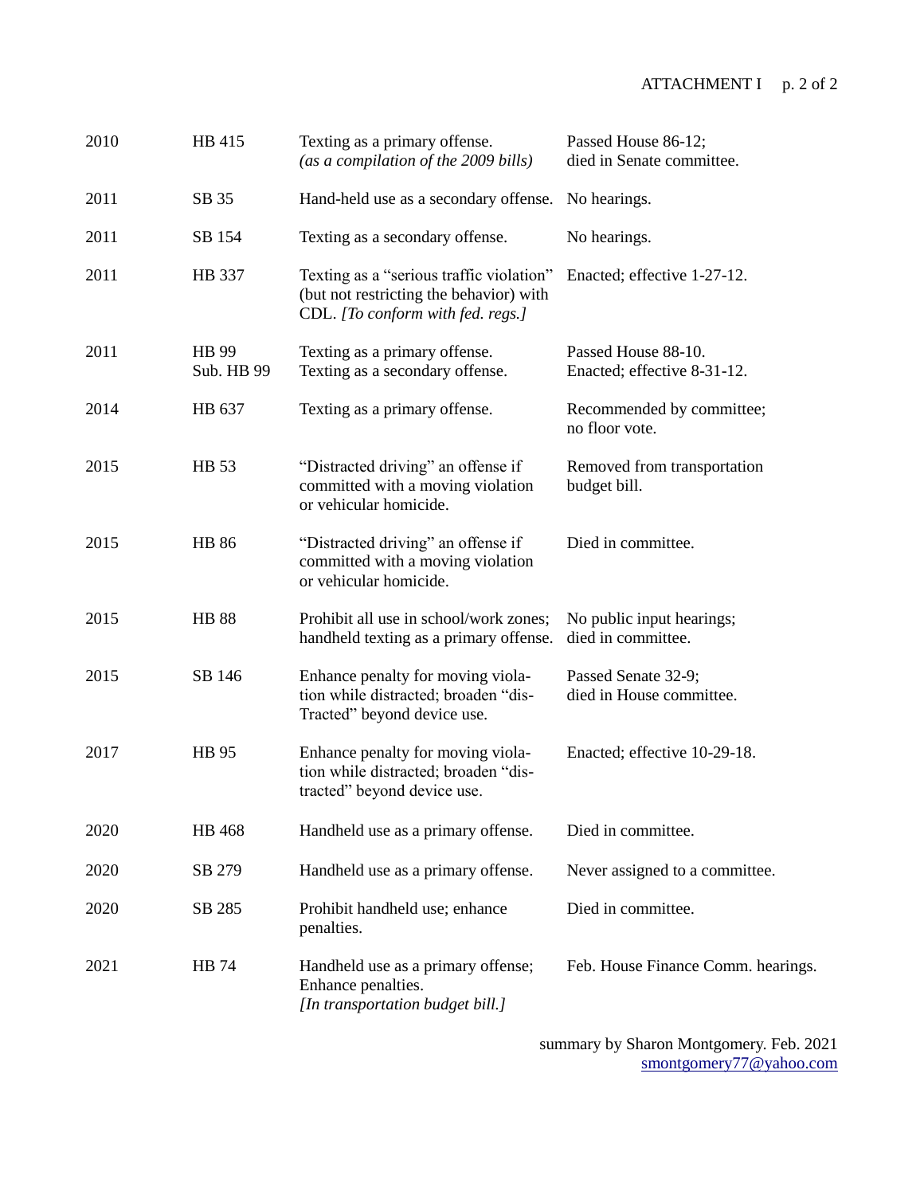| | | | |
|---|---|---|---|
| 2010 | HB 415 | Texting as a primary offense.<br>*(as a compilation of the 2009 bills)* | Passed House 86-12;<br>died in Senate committee. |
| 2011 | SB 35 | Hand-held use as a secondary offense. | No hearings. |
| 2011 | SB 154 | Texting as a secondary offense. | No hearings. |
| 2011 | HB 337 | Texting as a "serious traffic violation" (but not restricting the behavior) with CDL. *[To conform with fed. regs.]* | Enacted; effective 1-27-12. |
| 2011 | HB 99<br>Sub. HB 99 | Texting as a primary offense.<br>Texting as a secondary offense. | Passed House 88-10.<br>Enacted; effective 8-31-12. |
| 2014 | HB 637 | Texting as a primary offense. | Recommended by committee;<br>no floor vote. |
| 2015 | HB 53 | "Distracted driving" an offense if committed with a moving violation or vehicular homicide. | Removed from transportation budget bill. |
| 2015 | HB 86 | "Distracted driving" an offense if committed with a moving violation or vehicular homicide. | Died in committee. |
| 2015 | HB 88 | Prohibit all use in school/work zones; handheld texting as a primary offense. | No public input hearings;<br>died in committee. |
| 2015 | SB 146 | Enhance penalty for moving violation while distracted; broaden "dis-Tracted" beyond device use. | Passed Senate 32-9;<br>died in House committee. |
| 2017 | HB 95 | Enhance penalty for moving violation while distracted; broaden "distracted" beyond device use. | Enacted; effective 10-29-18. |
| 2020 | HB 468 | Handheld use as a primary offense. | Died in committee. |
| 2020 | SB 279 | Handheld use as a primary offense. | Never assigned to a committee. |
| 2020 | SB 285 | Prohibit handheld use; enhance penalties. | Died in committee. |
| 2021 | HB 74 | Handheld use as a primary offense;<br>Enhance penalties.<br>*[In transportation budget bill.]* | Feb. House Finance Comm. hearings. |

summary by Sharon Montgomery. Feb. 2021
smontgomery77@yahoo.com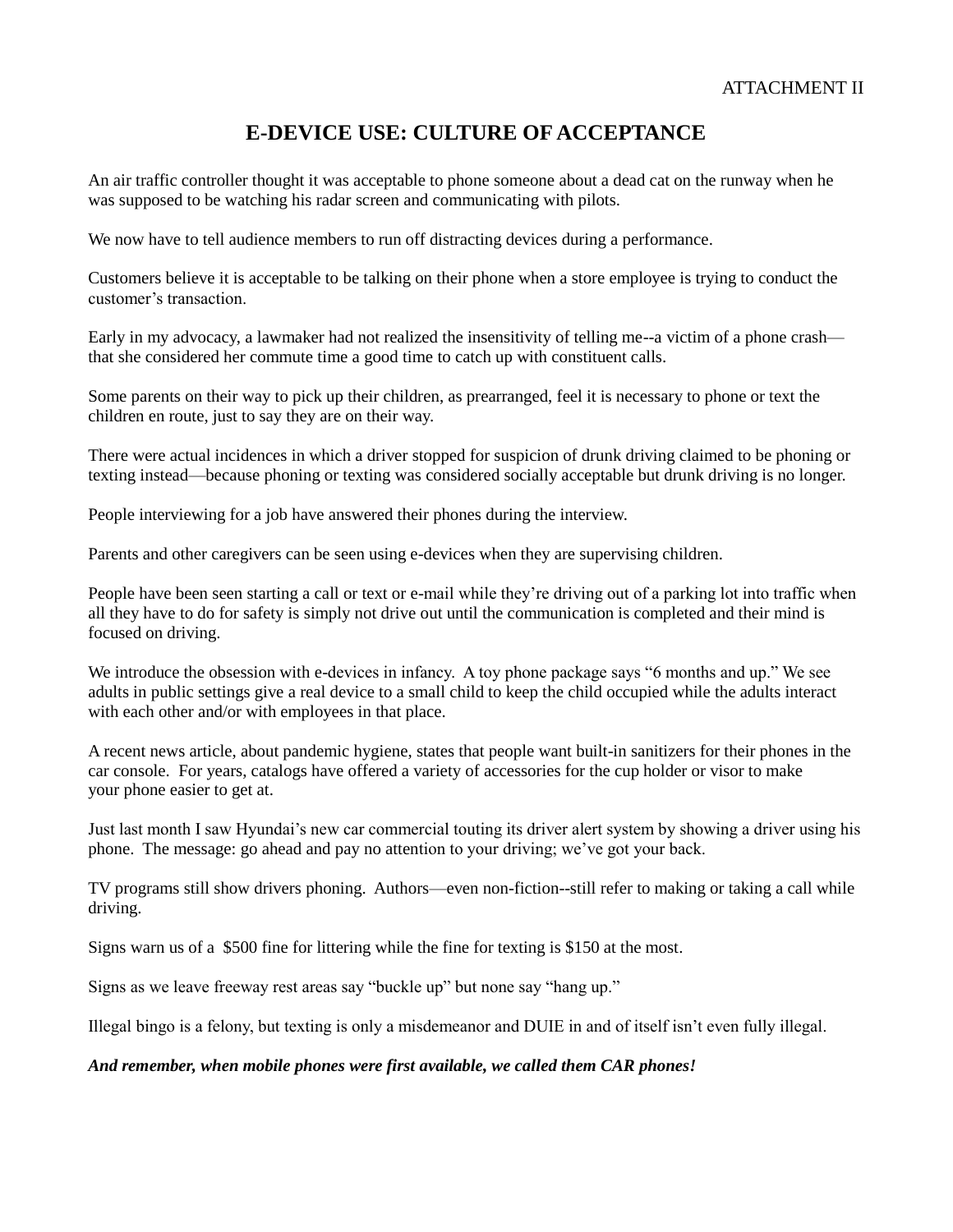ATTACHMENT II

# E-DEVICE USE: CULTURE OF ACCEPTANCE

An air traffic controller thought it was acceptable to phone someone about a dead cat on the runway when he was supposed to be watching his radar screen and communicating with pilots.

We now have to tell audience members to run off distracting devices during a performance.

Customers believe it is acceptable to be talking on their phone when a store employee is trying to conduct the customer's transaction.

Early in my advocacy, a lawmaker had not realized the insensitivity of telling me--a victim of a phone crash—that she considered her commute time a good time to catch up with constituent calls.

Some parents on their way to pick up their children, as prearranged, feel it is necessary to phone or text the children en route, just to say they are on their way.

There were actual incidences in which a driver stopped for suspicion of drunk driving claimed to be phoning or texting instead—because phoning or texting was considered socially acceptable but drunk driving is no longer.

People interviewing for a job have answered their phones during the interview.

Parents and other caregivers can be seen using e-devices when they are supervising children.

People have been seen starting a call or text or e-mail while they're driving out of a parking lot into traffic when all they have to do for safety is simply not drive out until the communication is completed and their mind is focused on driving.

We introduce the obsession with e-devices in infancy. A toy phone package says "6 months and up." We see adults in public settings give a real device to a small child to keep the child occupied while the adults interact with each other and/or with employees in that place.

A recent news article, about pandemic hygiene, states that people want built-in sanitizers for their phones in the car console. For years, catalogs have offered a variety of accessories for the cup holder or visor to make your phone easier to get at.

Just last month I saw Hyundai's new car commercial touting its driver alert system by showing a driver using his phone. The message: go ahead and pay no attention to your driving; we've got your back.

TV programs still show drivers phoning. Authors—even non-fiction--still refer to making or taking a call while driving.

Signs warn us of a $500 fine for littering while the fine for texting is $150 at the most.

Signs as we leave freeway rest areas say "buckle up" but none say "hang up."

Illegal bingo is a felony, but texting is only a misdemeanor and DUIE in and of itself isn't even fully illegal.

***And remember, when mobile phones were first available, we called them CAR phones!***